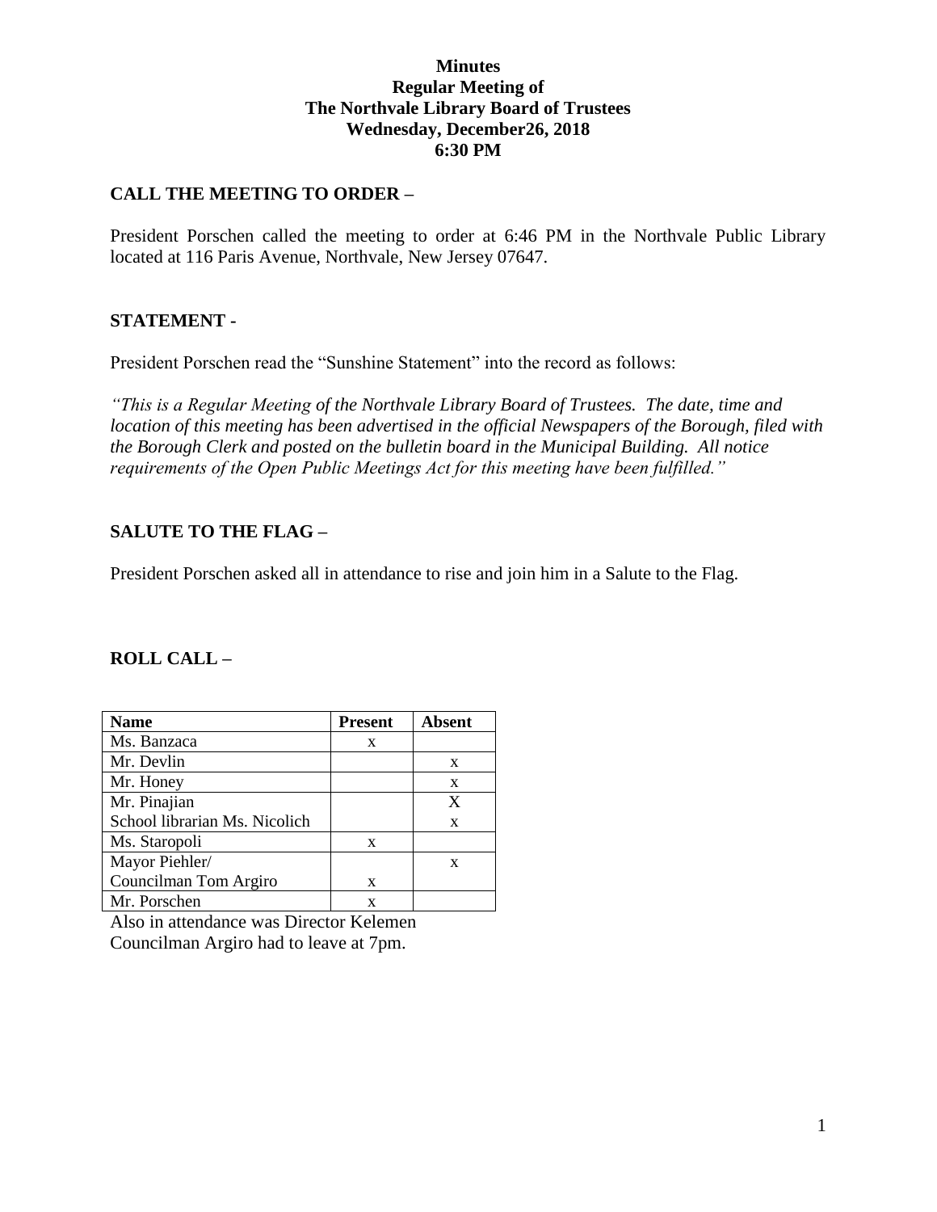**Minutes**
**Regular Meeting of**
**The Northvale Library Board of Trustees**
**Wednesday, December26, 2018**
**6:30 PM**

## CALL THE MEETING TO ORDER –

President Porschen called the meeting to order at 6:46 PM in the Northvale Public Library located at 116 Paris Avenue, Northvale, New Jersey 07647.

## STATEMENT -

President Porschen read the "Sunshine Statement" into the record as follows:

*"This is a Regular Meeting of the Northvale Library Board of Trustees. The date, time and location of this meeting has been advertised in the official Newspapers of the Borough, filed with the Borough Clerk and posted on the bulletin board in the Municipal Building. All notice requirements of the Open Public Meetings Act for this meeting have been fulfilled."*

## SALUTE TO THE FLAG –

President Porschen asked all in attendance to rise and join him in a Salute to the Flag.

## ROLL CALL –

| Name | Present | Absent |
|---|---|---|
| Ms. Banzaca | x | |
| Mr. Devlin | | x |
| Mr. Honey | | x |
| Mr. Pinajian | | X |
| School librarian Ms. Nicolich | | x |
| Ms. Staropoli | x | |
| Mayor Piehler/ | | x |
| Councilman Tom Argiro | x | |
| Mr. Porschen | x | |

Also in attendance was Director Kelemen
Councilman Argiro had to leave at 7pm.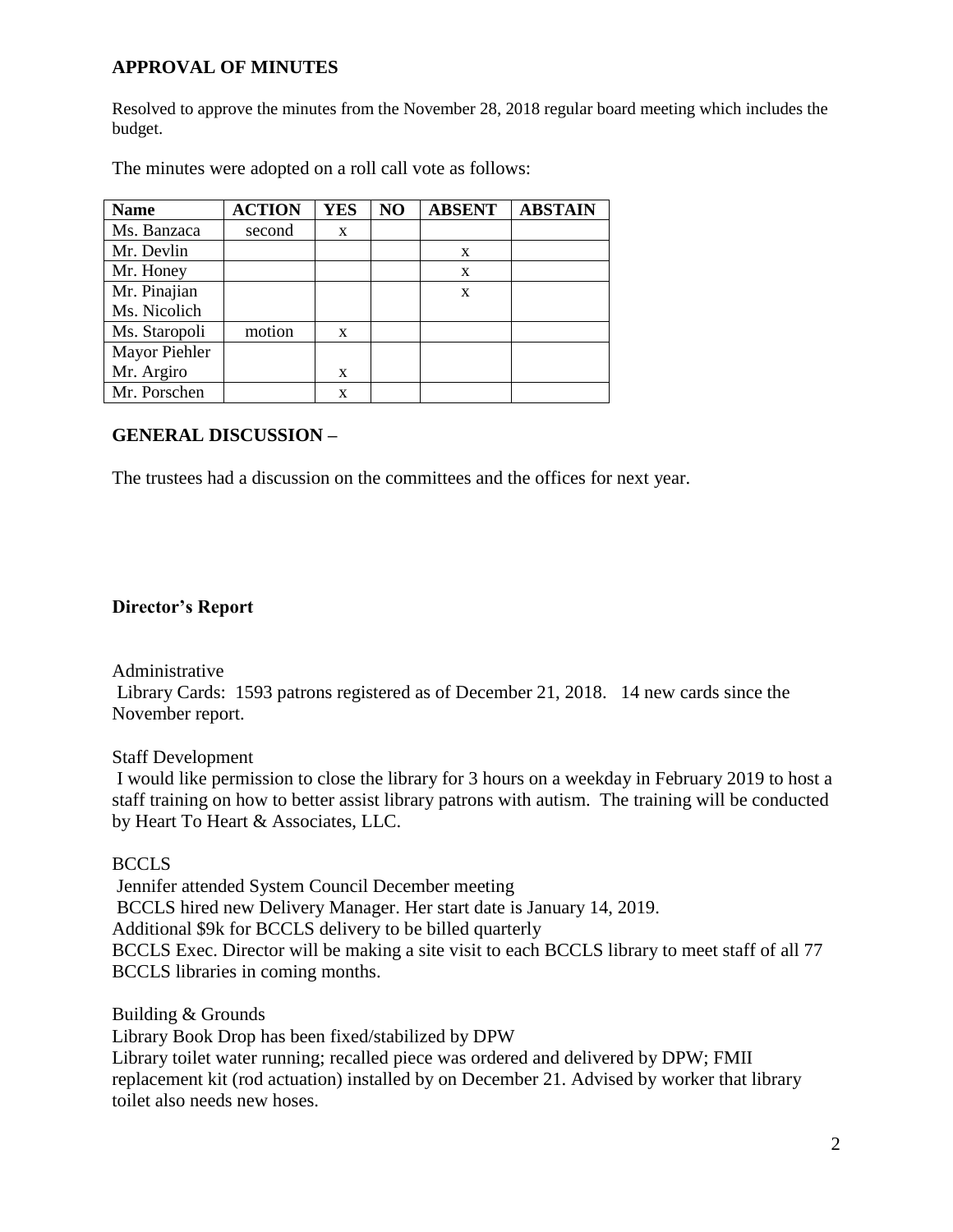## APPROVAL OF MINUTES

Resolved to approve the minutes from the November 28, 2018 regular board meeting which includes the budget.

The minutes were adopted on a roll call vote as follows:

| Name | ACTION | YES | NO | ABSENT | ABSTAIN |
|---|---|---|---|---|---|
| Ms. Banzaca | second | x | | | |
| Mr. Devlin | | | | x | |
| Mr. Honey | | | | x | |
| Mr. Pinajian | | | | x | |
| Ms. Nicolich | | | | | |
| Ms. Staropoli | motion | x | | | |
| Mayor Piehler | | | | | |
| Mr. Argiro | | x | | | |
| Mr. Porschen | | x | | | |

## GENERAL DISCUSSION –

The trustees had a discussion on the committees and the offices for next year.

### Director's Report

Administrative

Library Cards: 1593 patrons registered as of December 21, 2018. 14 new cards since the November report.

Staff Development

I would like permission to close the library for 3 hours on a weekday in February 2019 to host a staff training on how to better assist library patrons with autism. The training will be conducted by Heart To Heart & Associates, LLC.

BCCLS

Jennifer attended System Council December meeting
BCCLS hired new Delivery Manager. Her start date is January 14, 2019.
Additional $9k for BCCLS delivery to be billed quarterly
BCCLS Exec. Director will be making a site visit to each BCCLS library to meet staff of all 77 BCCLS libraries in coming months.

Building & Grounds

Library Book Drop has been fixed/stabilized by DPW
Library toilet water running; recalled piece was ordered and delivered by DPW; FMII replacement kit (rod actuation) installed by on December 21. Advised by worker that library toilet also needs new hoses.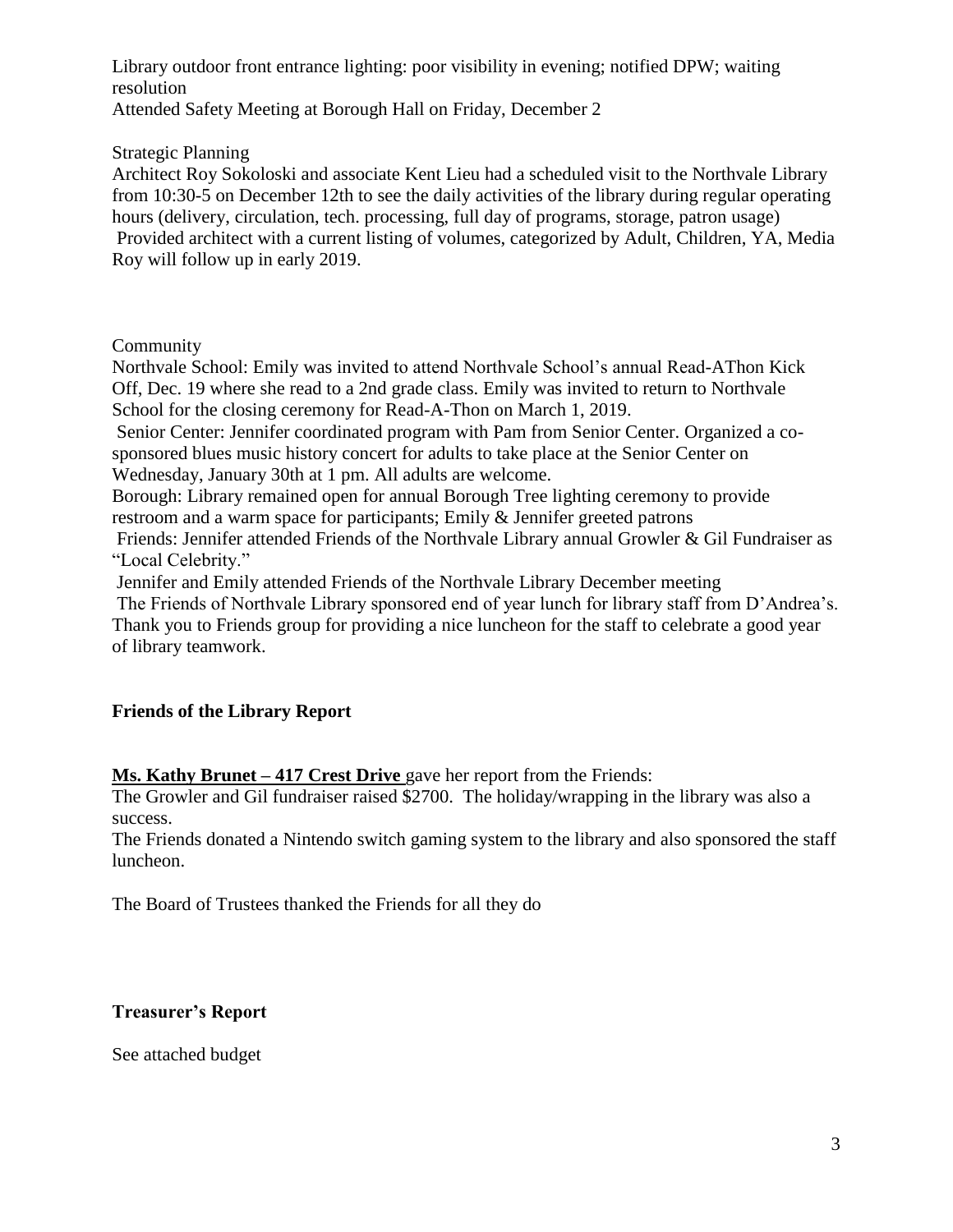Library outdoor front entrance lighting: poor visibility in evening; notified DPW; waiting resolution
Attended Safety Meeting at Borough Hall on Friday, December 2

Strategic Planning
Architect Roy Sokoloski and associate Kent Lieu had a scheduled visit to the Northvale Library from 10:30-5 on December 12th to see the daily activities of the library during regular operating hours (delivery, circulation, tech. processing, full day of programs, storage, patron usage)
Provided architect with a current listing of volumes, categorized by Adult, Children, YA, Media
Roy will follow up in early 2019.

Community
Northvale School: Emily was invited to attend Northvale School's annual Read-AThon Kick Off, Dec. 19 where she read to a 2nd grade class. Emily was invited to return to Northvale School for the closing ceremony for Read-A-Thon on March 1, 2019.
Senior Center: Jennifer coordinated program with Pam from Senior Center. Organized a co-sponsored blues music history concert for adults to take place at the Senior Center on Wednesday, January 30th at 1 pm. All adults are welcome.
Borough: Library remained open for annual Borough Tree lighting ceremony to provide restroom and a warm space for participants; Emily & Jennifer greeted patrons
Friends: Jennifer attended Friends of the Northvale Library annual Growler & Gil Fundraiser as "Local Celebrity."
Jennifer and Emily attended Friends of the Northvale Library December meeting
The Friends of Northvale Library sponsored end of year lunch for library staff from D'Andrea's. Thank you to Friends group for providing a nice luncheon for the staff to celebrate a good year of library teamwork.

**Friends of the Library Report**

**Ms. Kathy Brunet – 417 Crest Drive** gave her report from the Friends:
The Growler and Gil fundraiser raised $2700. The holiday/wrapping in the library was also a success.
The Friends donated a Nintendo switch gaming system to the library and also sponsored the staff luncheon.

The Board of Trustees thanked the Friends for all they do

**Treasurer's Report**

See attached budget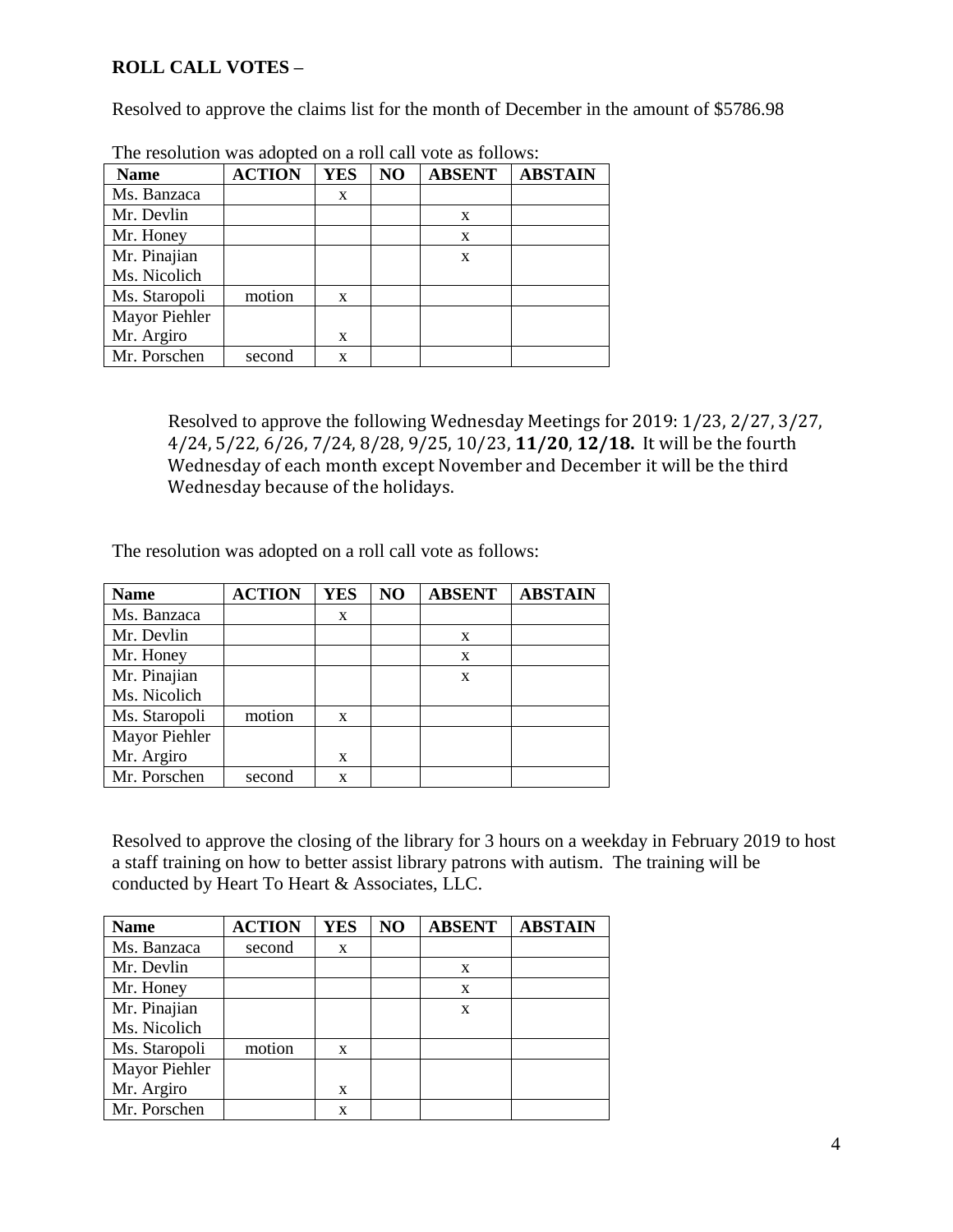**ROLL CALL VOTES –**

Resolved to approve the claims list for the month of December in the amount of $5786.98

The resolution was adopted on a roll call vote as follows:

| Name | ACTION | YES | NO | ABSENT | ABSTAIN |
|---|---|---|---|---|---|
| Ms. Banzaca | | x | | | |
| Mr. Devlin | | | | x | |
| Mr. Honey | | | | x | |
| Mr. Pinajian<br>Ms. Nicolich | | | | x | |
| Ms. Staropoli | motion | x | | | |
| Mayor Piehler<br>Mr. Argiro | | x | | | |
| Mr. Porschen | second | x | | | |

Resolved to approve the following Wednesday Meetings for 2019: 1/23, 2/27, 3/27, 4/24, 5/22, 6/26, 7/24, 8/28, 9/25, 10/23, **11/20**, **12/18.** It will be the fourth Wednesday of each month except November and December it will be the third Wednesday because of the holidays.

The resolution was adopted on a roll call vote as follows:

| Name | ACTION | YES | NO | ABSENT | ABSTAIN |
|---|---|---|---|---|---|
| Ms. Banzaca | | x | | | |
| Mr. Devlin | | | | x | |
| Mr. Honey | | | | x | |
| Mr. Pinajian<br>Ms. Nicolich | | | | x | |
| Ms. Staropoli | motion | x | | | |
| Mayor Piehler<br>Mr. Argiro | | x | | | |
| Mr. Porschen | second | x | | | |

Resolved to approve the closing of the library for 3 hours on a weekday in February 2019 to host a staff training on how to better assist library patrons with autism. The training will be conducted by Heart To Heart & Associates, LLC.

| Name | ACTION | YES | NO | ABSENT | ABSTAIN |
|---|---|---|---|---|---|
| Ms. Banzaca | second | x | | | |
| Mr. Devlin | | | | x | |
| Mr. Honey | | | | x | |
| Mr. Pinajian<br>Ms. Nicolich | | | | x | |
| Ms. Staropoli | motion | x | | | |
| Mayor Piehler<br>Mr. Argiro | | x | | | |
| Mr. Porschen | | x | | | |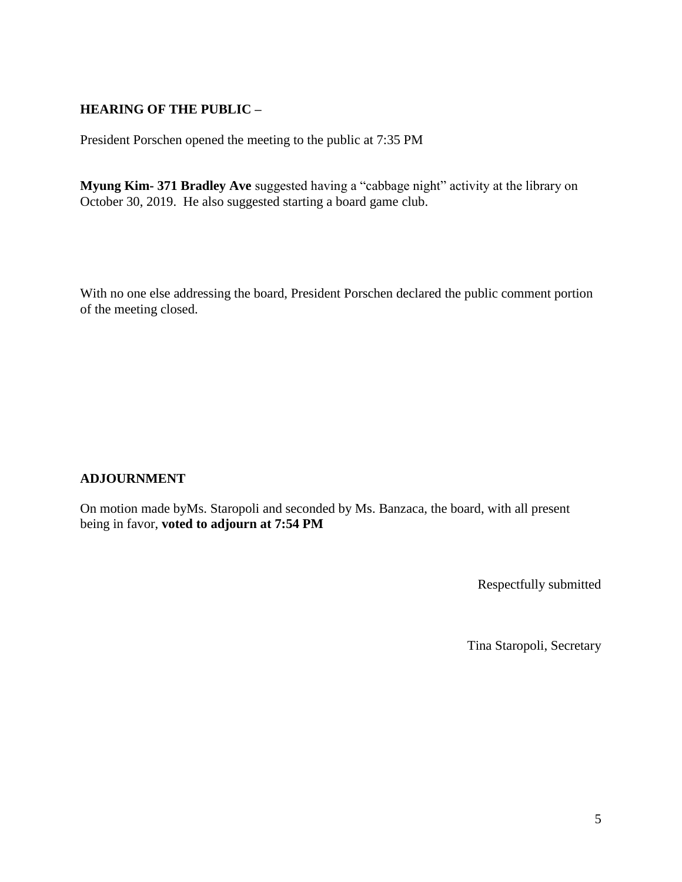**HEARING OF THE PUBLIC –**

President Porschen opened the meeting to the public at 7:35 PM

**Myung Kim- 371 Bradley Ave** suggested having a "cabbage night" activity at the library on October 30, 2019. He also suggested starting a board game club.

With no one else addressing the board, President Porschen declared the public comment portion of the meeting closed.

**ADJOURNMENT**

On motion made byMs. Staropoli and seconded by Ms. Banzaca, the board, with all present being in favor, **voted to adjourn at 7:54 PM**

Respectfully submitted

Tina Staropoli, Secretary